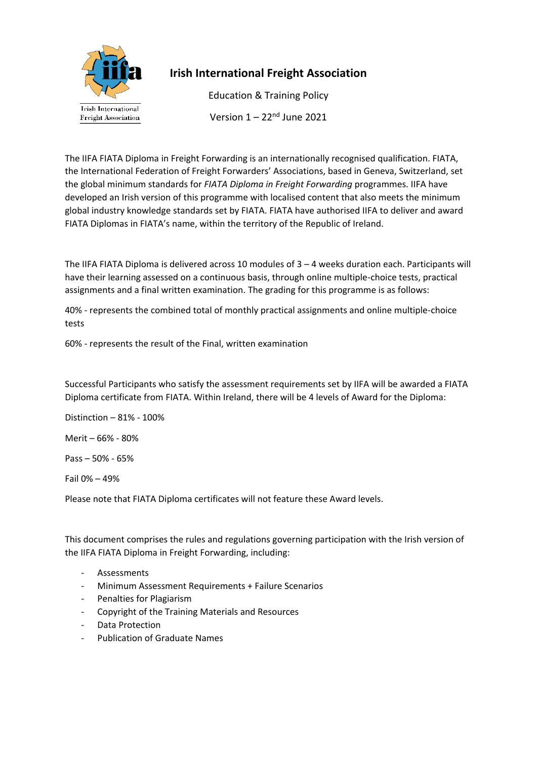# Irish International Freight Association

Education & Training Policy

Version 1 – 22nd June 2021

The IIFA FIATA Diploma in Freight Forwarding is an internationally recognised qualification. FIATA, the International Federation of Freight Forwarders' Associations, based in Geneva, Switzerland, set the global minimum standards for *FIATA Diploma in Freight Forwarding* programmes. IIFA have developed an Irish version of this programme with localised content that also meets the minimum global industry knowledge standards set by FIATA. FIATA have authorised IIFA to deliver and award FIATA Diplomas in FIATA's name, within the territory of the Republic of Ireland.

The IIFA FIATA Diploma is delivered across 10 modules of 3 – 4 weeks duration each. Participants will have their learning assessed on a continuous basis, through online multiple-choice tests, practical assignments and a final written examination. The grading for this programme is as follows:

40% - represents the combined total of monthly practical assignments and online multiple-choice tests

60% - represents the result of the Final, written examination

Successful Participants who satisfy the assessment requirements set by IIFA will be awarded a FIATA Diploma certificate from FIATA. Within Ireland, there will be 4 levels of Award for the Diploma:

Distinction – 81% - 100%

Merit – 66% - 80%

Pass – 50% - 65%

Fail 0% – 49%

Please note that FIATA Diploma certificates will not feature these Award levels.

This document comprises the rules and regulations governing participation with the Irish version of the IIFA FIATA Diploma in Freight Forwarding, including:

- Assessments
- Minimum Assessment Requirements + Failure Scenarios
- Penalties for Plagiarism
- Copyright of the Training Materials and Resources
- Data Protection
- Publication of Graduate Names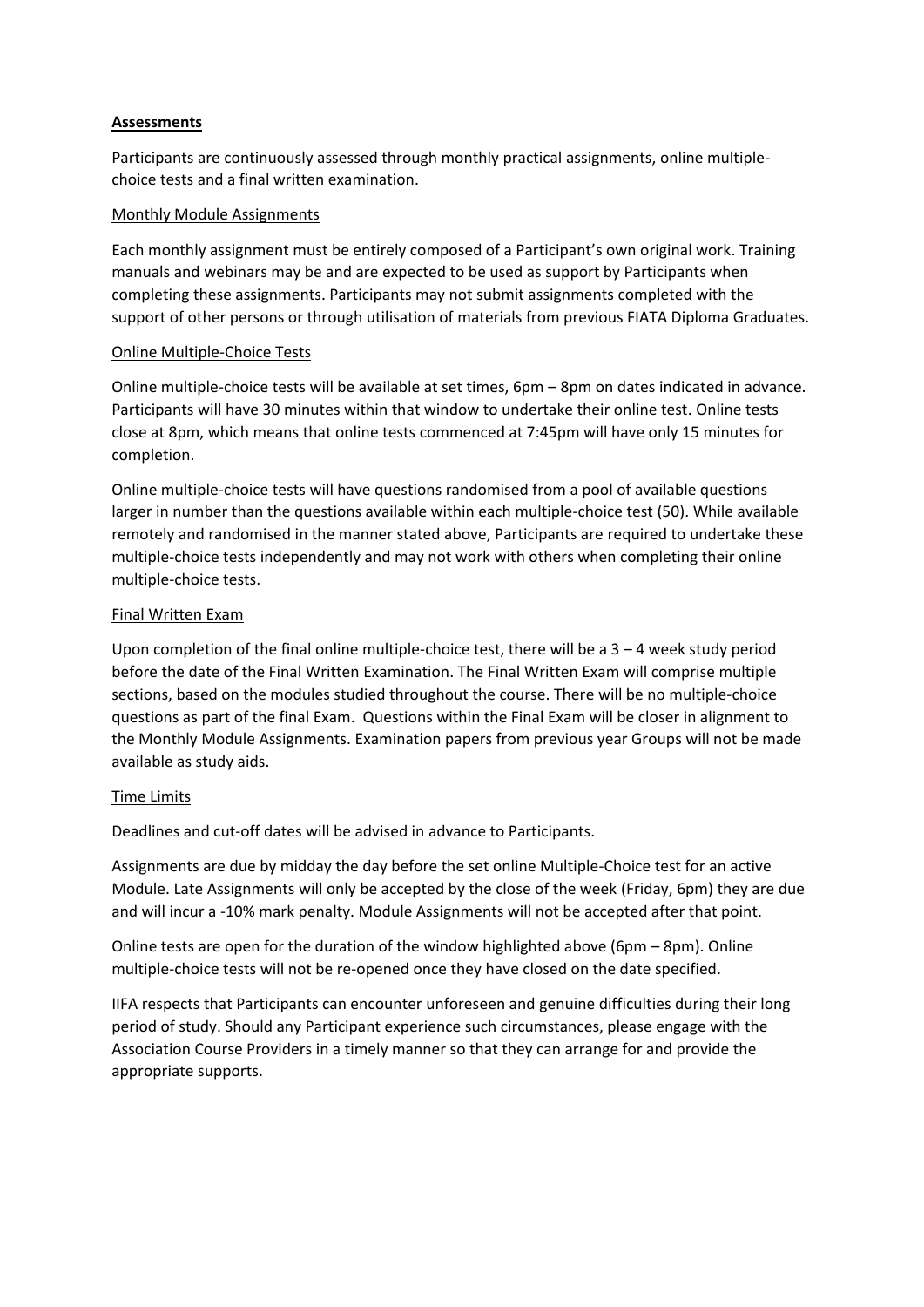## **Assessments**

Participants are continuously assessed through monthly practical assignments, online multiple-choice tests and a final written examination.

### Monthly Module Assignments

Each monthly assignment must be entirely composed of a Participant's own original work. Training manuals and webinars may be and are expected to be used as support by Participants when completing these assignments. Participants may not submit assignments completed with the support of other persons or through utilisation of materials from previous FIATA Diploma Graduates.

### Online Multiple-Choice Tests

Online multiple-choice tests will be available at set times, 6pm – 8pm on dates indicated in advance. Participants will have 30 minutes within that window to undertake their online test. Online tests close at 8pm, which means that online tests commenced at 7:45pm will have only 15 minutes for completion.

Online multiple-choice tests will have questions randomised from a pool of available questions larger in number than the questions available within each multiple-choice test (50). While available remotely and randomised in the manner stated above, Participants are required to undertake these multiple-choice tests independently and may not work with others when completing their online multiple-choice tests.

### Final Written Exam

Upon completion of the final online multiple-choice test, there will be a 3 – 4 week study period before the date of the Final Written Examination. The Final Written Exam will comprise multiple sections, based on the modules studied throughout the course. There will be no multiple-choice questions as part of the final Exam. Questions within the Final Exam will be closer in alignment to the Monthly Module Assignments. Examination papers from previous year Groups will not be made available as study aids.

### Time Limits

Deadlines and cut-off dates will be advised in advance to Participants.

Assignments are due by midday the day before the set online Multiple-Choice test for an active Module. Late Assignments will only be accepted by the close of the week (Friday, 6pm) they are due and will incur a -10% mark penalty. Module Assignments will not be accepted after that point.

Online tests are open for the duration of the window highlighted above (6pm – 8pm). Online multiple-choice tests will not be re-opened once they have closed on the date specified.

IIFA respects that Participants can encounter unforeseen and genuine difficulties during their long period of study. Should any Participant experience such circumstances, please engage with the Association Course Providers in a timely manner so that they can arrange for and provide the appropriate supports.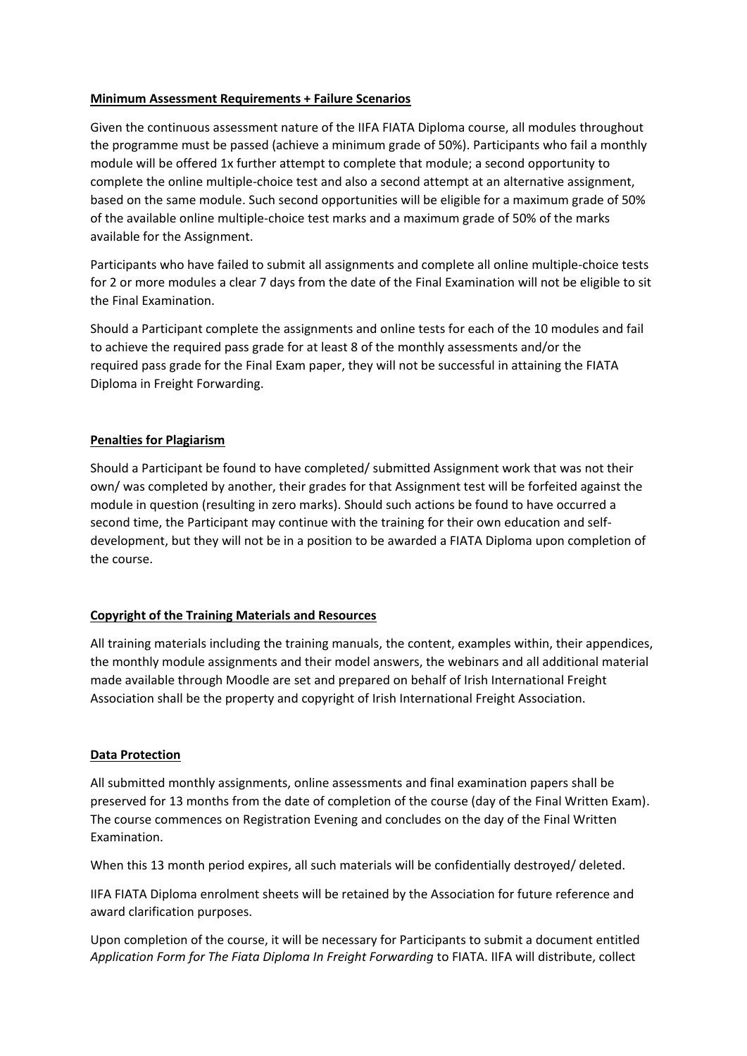## **Minimum Assessment Requirements + Failure Scenarios**

Given the continuous assessment nature of the IIFA FIATA Diploma course, all modules throughout the programme must be passed (achieve a minimum grade of 50%). Participants who fail a monthly module will be offered 1x further attempt to complete that module; a second opportunity to complete the online multiple-choice test and also a second attempt at an alternative assignment, based on the same module. Such second opportunities will be eligible for a maximum grade of 50% of the available online multiple-choice test marks and a maximum grade of 50% of the marks available for the Assignment.

Participants who have failed to submit all assignments and complete all online multiple-choice tests for 2 or more modules a clear 7 days from the date of the Final Examination will not be eligible to sit the Final Examination.

Should a Participant complete the assignments and online tests for each of the 10 modules and fail to achieve the required pass grade for at least 8 of the monthly assessments and/or the required pass grade for the Final Exam paper, they will not be successful in attaining the FIATA Diploma in Freight Forwarding.

## **Penalties for Plagiarism**

Should a Participant be found to have completed/ submitted Assignment work that was not their own/ was completed by another, their grades for that Assignment test will be forfeited against the module in question (resulting in zero marks). Should such actions be found to have occurred a second time, the Participant may continue with the training for their own education and self-development, but they will not be in a position to be awarded a FIATA Diploma upon completion of the course.

## **Copyright of the Training Materials and Resources**

All training materials including the training manuals, the content, examples within, their appendices, the monthly module assignments and their model answers, the webinars and all additional material made available through Moodle are set and prepared on behalf of Irish International Freight Association shall be the property and copyright of Irish International Freight Association.

## **Data Protection**

All submitted monthly assignments, online assessments and final examination papers shall be preserved for 13 months from the date of completion of the course (day of the Final Written Exam). The course commences on Registration Evening and concludes on the day of the Final Written Examination.

When this 13 month period expires, all such materials will be confidentially destroyed/ deleted.

IIFA FIATA Diploma enrolment sheets will be retained by the Association for future reference and award clarification purposes.

Upon completion of the course, it will be necessary for Participants to submit a document entitled *Application Form for The Fiata Diploma In Freight Forwarding* to FIATA. IIFA will distribute, collect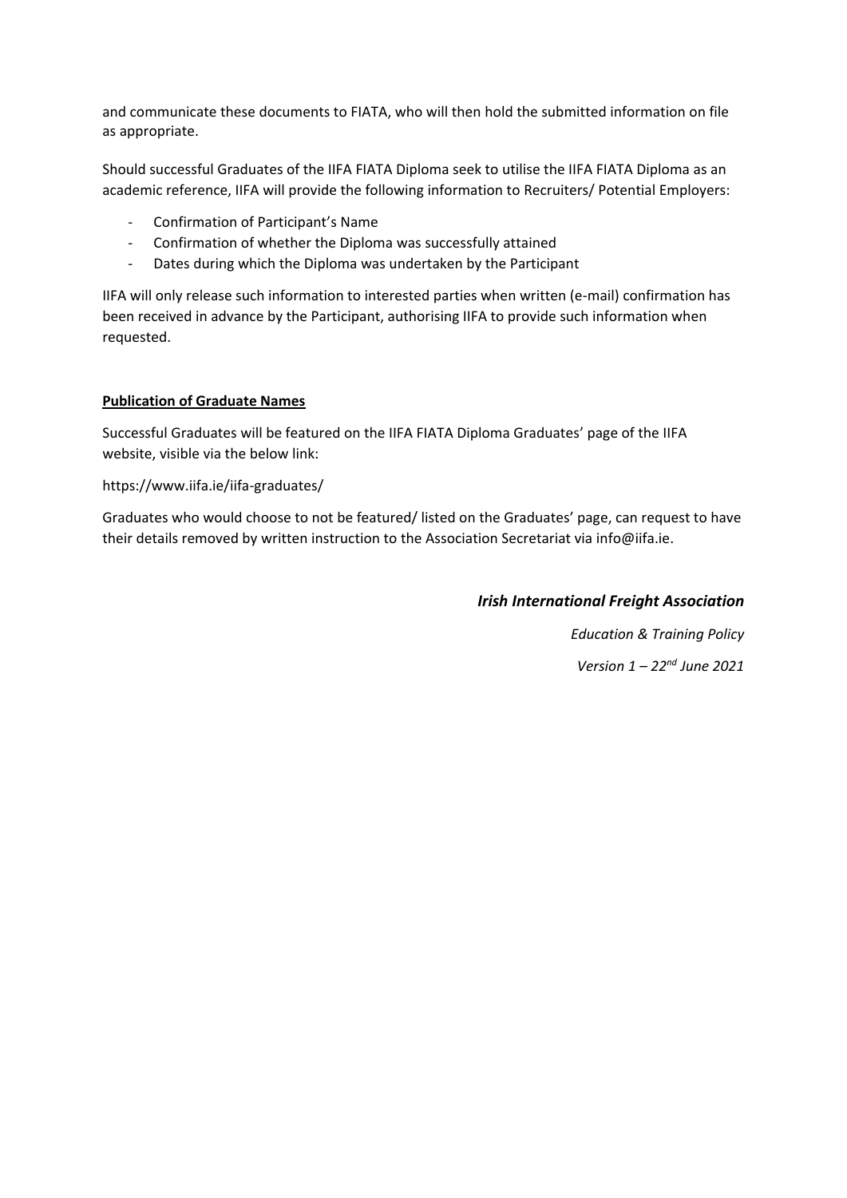and communicate these documents to FIATA, who will then hold the submitted information on file as appropriate.

Should successful Graduates of the IIFA FIATA Diploma seek to utilise the IIFA FIATA Diploma as an academic reference, IIFA will provide the following information to Recruiters/ Potential Employers:

- Confirmation of Participant's Name
- Confirmation of whether the Diploma was successfully attained
- Dates during which the Diploma was undertaken by the Participant

IIFA will only release such information to interested parties when written (e-mail) confirmation has been received in advance by the Participant, authorising IIFA to provide such information when requested.

**Publication of Graduate Names**

Successful Graduates will be featured on the IIFA FIATA Diploma Graduates' page of the IIFA website, visible via the below link:

https://www.iifa.ie/iifa-graduates/

Graduates who would choose to not be featured/ listed on the Graduates' page, can request to have their details removed by written instruction to the Association Secretariat via info@iifa.ie.

***Irish International Freight Association***

*Education & Training Policy*

*Version 1 – 22nd June 2021*